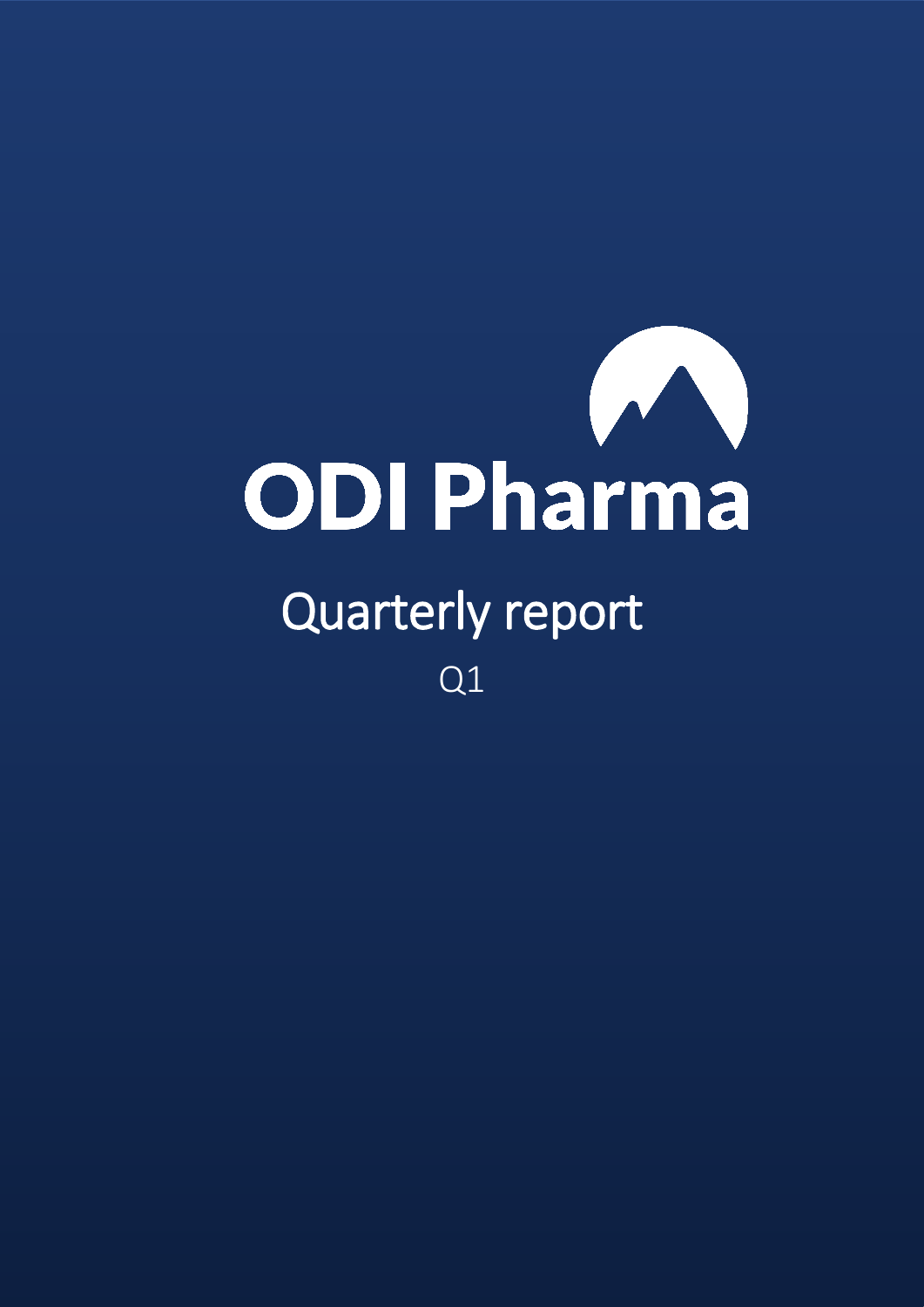# ODI Pharma

## Quarterly report

Q1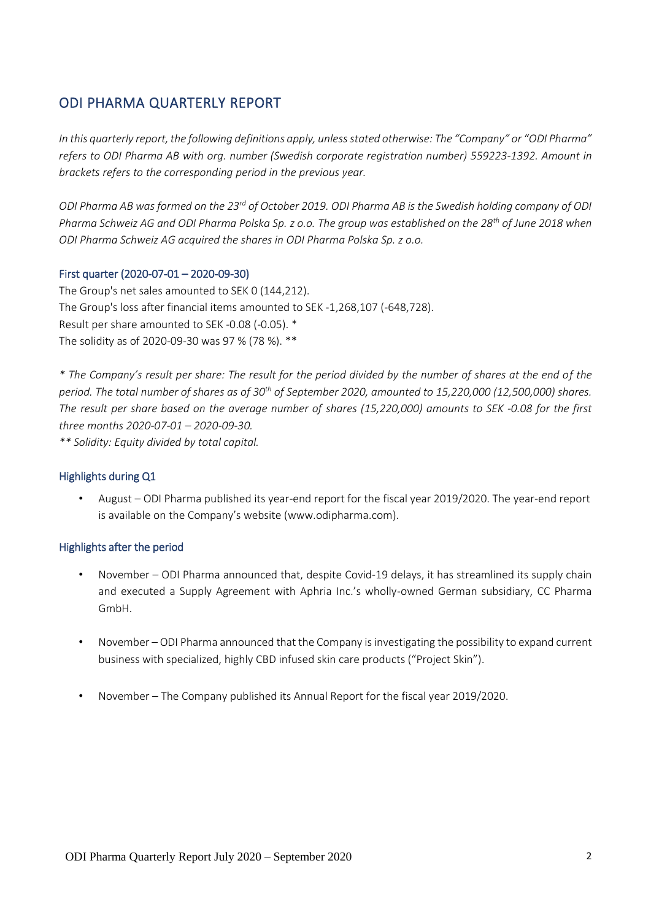# ODI PHARMA QUARTERLY REPORT

*In this quarterly report, the following definitions apply, unless stated otherwise: The "Company" or "ODI Pharma" refers to ODI Pharma AB with org. number (Swedish corporate registration number) 559223-1392. Amount in brackets refers to the corresponding period in the previous year.*

*ODI Pharma AB was formed on the 23rd of October 2019. ODI Pharma AB is the Swedish holding company of ODI Pharma Schweiz AG and ODI Pharma Polska Sp. z o.o. The group was established on the 28th of June 2018 when ODI Pharma Schweiz AG acquired the shares in ODI Pharma Polska Sp. z o.o.*

## First quarter (2020-07-01 – 2020-09-30)

The Group's net sales amounted to SEK 0 (144,212).
The Group's loss after financial items amounted to SEK -1,268,107 (-648,728).
Result per share amounted to SEK -0.08 (-0.05). *
The solidity as of 2020-09-30 was 97 % (78 %). **

*\* The Company's result per share: The result for the period divided by the number of shares at the end of the period. The total number of shares as of 30th of September 2020, amounted to 15,220,000 (12,500,000) shares. The result per share based on the average number of shares (15,220,000) amounts to SEK -0.08 for the first three months 2020-07-01 – 2020-09-30.*
*\*\* Solidity: Equity divided by total capital.*

## Highlights during Q1

- August – ODI Pharma published its year-end report for the fiscal year 2019/2020. The year-end report is available on the Company's website (www.odipharma.com).

## Highlights after the period

- November – ODI Pharma announced that, despite Covid-19 delays, it has streamlined its supply chain and executed a Supply Agreement with Aphria Inc.'s wholly-owned German subsidiary, CC Pharma GmbH.

- November – ODI Pharma announced that the Company is investigating the possibility to expand current business with specialized, highly CBD infused skin care products ("Project Skin").

- November – The Company published its Annual Report for the fiscal year 2019/2020.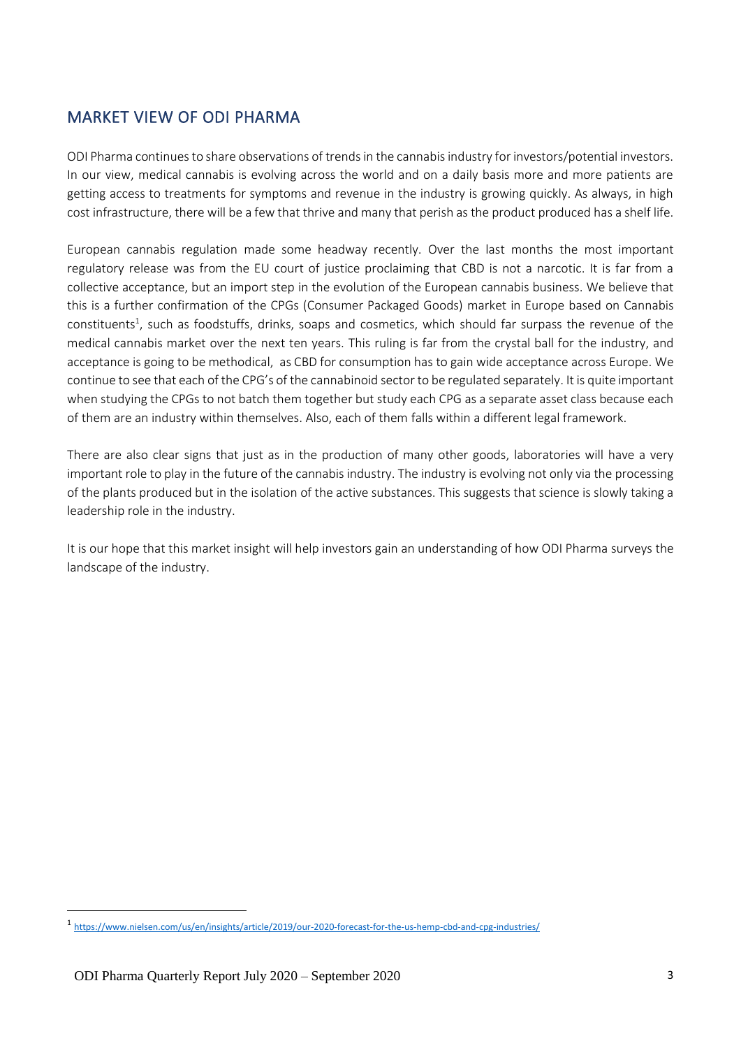## MARKET VIEW OF ODI PHARMA

ODI Pharma continues to share observations of trends in the cannabis industry for investors/potential investors. In our view, medical cannabis is evolving across the world and on a daily basis more and more patients are getting access to treatments for symptoms and revenue in the industry is growing quickly. As always, in high cost infrastructure, there will be a few that thrive and many that perish as the product produced has a shelf life.

European cannabis regulation made some headway recently. Over the last months the most important regulatory release was from the EU court of justice proclaiming that CBD is not a narcotic. It is far from a collective acceptance, but an import step in the evolution of the European cannabis business. We believe that this is a further confirmation of the CPGs (Consumer Packaged Goods) market in Europe based on Cannabis constituents[1], such as foodstuffs, drinks, soaps and cosmetics, which should far surpass the revenue of the medical cannabis market over the next ten years. This ruling is far from the crystal ball for the industry, and acceptance is going to be methodical, as CBD for consumption has to gain wide acceptance across Europe. We continue to see that each of the CPG's of the cannabinoid sector to be regulated separately. It is quite important when studying the CPGs to not batch them together but study each CPG as a separate asset class because each of them are an industry within themselves. Also, each of them falls within a different legal framework.

There are also clear signs that just as in the production of many other goods, laboratories will have a very important role to play in the future of the cannabis industry. The industry is evolving not only via the processing of the plants produced but in the isolation of the active substances. This suggests that science is slowly taking a leadership role in the industry.

It is our hope that this market insight will help investors gain an understanding of how ODI Pharma surveys the landscape of the industry.

---

[1] https://www.nielsen.com/us/en/insights/article/2019/our-2020-forecast-for-the-us-hemp-cbd-and-cpg-industries/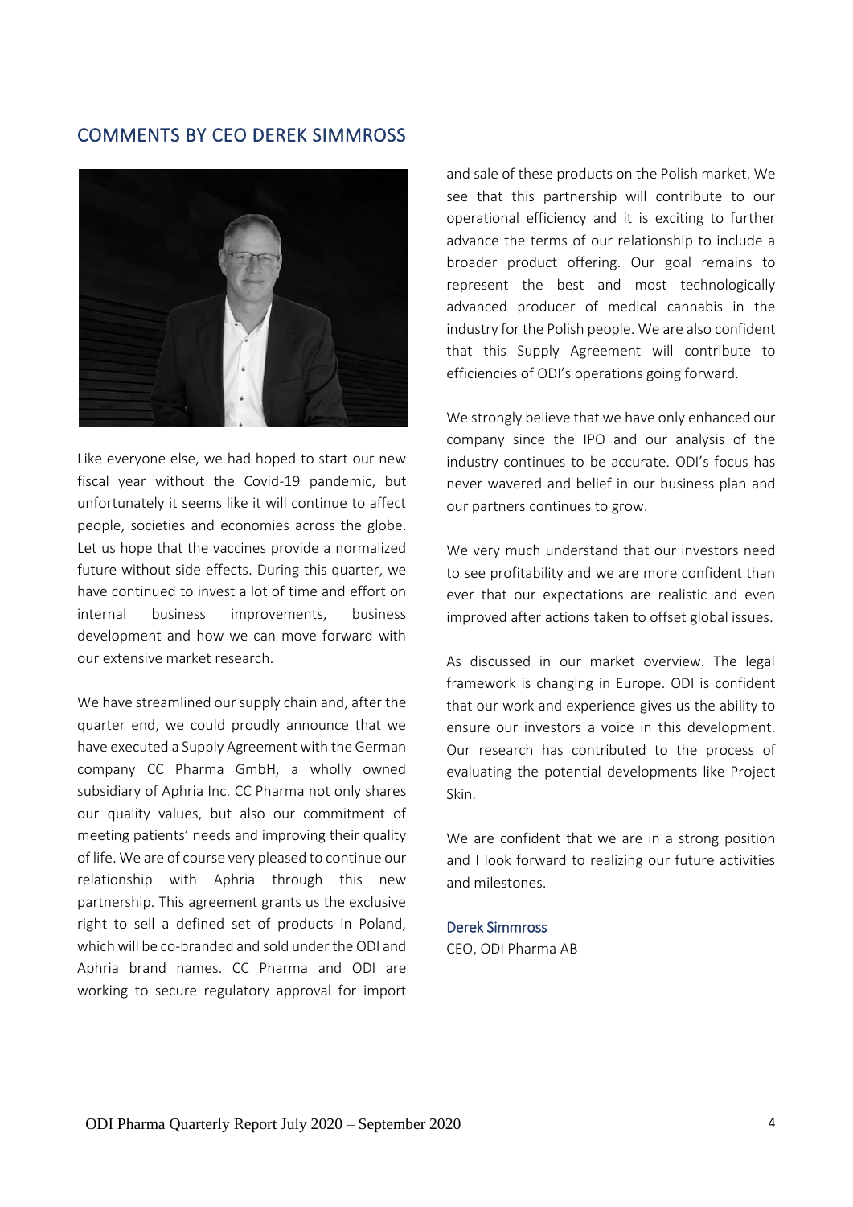## COMMENTS BY CEO DEREK SIMMROSS

Like everyone else, we had hoped to start our new fiscal year without the Covid-19 pandemic, but unfortunately it seems like it will continue to affect people, societies and economies across the globe. Let us hope that the vaccines provide a normalized future without side effects. During this quarter, we have continued to invest a lot of time and effort on internal business improvements, business development and how we can move forward with our extensive market research.

We have streamlined our supply chain and, after the quarter end, we could proudly announce that we have executed a Supply Agreement with the German company CC Pharma GmbH, a wholly owned subsidiary of Aphria Inc. CC Pharma not only shares our quality values, but also our commitment of meeting patients' needs and improving their quality of life. We are of course very pleased to continue our relationship with Aphria through this new partnership. This agreement grants us the exclusive right to sell a defined set of products in Poland, which will be co-branded and sold under the ODI and Aphria brand names. CC Pharma and ODI are working to secure regulatory approval for import and sale of these products on the Polish market. We see that this partnership will contribute to our operational efficiency and it is exciting to further advance the terms of our relationship to include a broader product offering. Our goal remains to represent the best and most technologically advanced producer of medical cannabis in the industry for the Polish people. We are also confident that this Supply Agreement will contribute to efficiencies of ODI's operations going forward.

We strongly believe that we have only enhanced our company since the IPO and our analysis of the industry continues to be accurate. ODI's focus has never wavered and belief in our business plan and our partners continues to grow.

We very much understand that our investors need to see profitability and we are more confident than ever that our expectations are realistic and even improved after actions taken to offset global issues.

As discussed in our market overview. The legal framework is changing in Europe. ODI is confident that our work and experience gives us the ability to ensure our investors a voice in this development. Our research has contributed to the process of evaluating the potential developments like Project Skin.

We are confident that we are in a strong position and I look forward to realizing our future activities and milestones.

Derek Simmross
CEO, ODI Pharma AB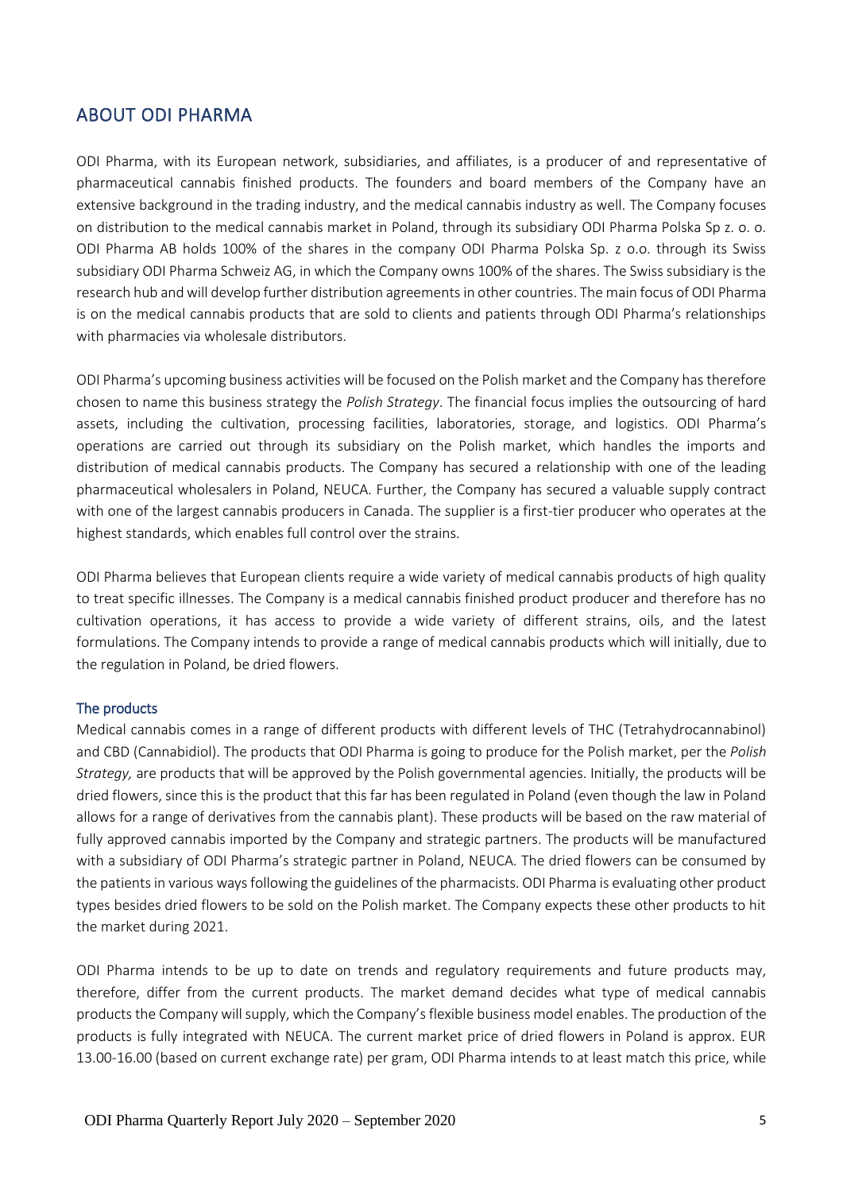## ABOUT ODI PHARMA

ODI Pharma, with its European network, subsidiaries, and affiliates, is a producer of and representative of pharmaceutical cannabis finished products. The founders and board members of the Company have an extensive background in the trading industry, and the medical cannabis industry as well. The Company focuses on distribution to the medical cannabis market in Poland, through its subsidiary ODI Pharma Polska Sp z. o. o. ODI Pharma AB holds 100% of the shares in the company ODI Pharma Polska Sp. z o.o. through its Swiss subsidiary ODI Pharma Schweiz AG, in which the Company owns 100% of the shares. The Swiss subsidiary is the research hub and will develop further distribution agreements in other countries. The main focus of ODI Pharma is on the medical cannabis products that are sold to clients and patients through ODI Pharma's relationships with pharmacies via wholesale distributors.

ODI Pharma's upcoming business activities will be focused on the Polish market and the Company has therefore chosen to name this business strategy the *Polish Strategy*. The financial focus implies the outsourcing of hard assets, including the cultivation, processing facilities, laboratories, storage, and logistics. ODI Pharma's operations are carried out through its subsidiary on the Polish market, which handles the imports and distribution of medical cannabis products. The Company has secured a relationship with one of the leading pharmaceutical wholesalers in Poland, NEUCA. Further, the Company has secured a valuable supply contract with one of the largest cannabis producers in Canada. The supplier is a first-tier producer who operates at the highest standards, which enables full control over the strains.

ODI Pharma believes that European clients require a wide variety of medical cannabis products of high quality to treat specific illnesses. The Company is a medical cannabis finished product producer and therefore has no cultivation operations, it has access to provide a wide variety of different strains, oils, and the latest formulations. The Company intends to provide a range of medical cannabis products which will initially, due to the regulation in Poland, be dried flowers.

### The products

Medical cannabis comes in a range of different products with different levels of THC (Tetrahydrocannabinol) and CBD (Cannabidiol). The products that ODI Pharma is going to produce for the Polish market, per the *Polish Strategy,* are products that will be approved by the Polish governmental agencies. Initially, the products will be dried flowers, since this is the product that this far has been regulated in Poland (even though the law in Poland allows for a range of derivatives from the cannabis plant). These products will be based on the raw material of fully approved cannabis imported by the Company and strategic partners. The products will be manufactured with a subsidiary of ODI Pharma's strategic partner in Poland, NEUCA. The dried flowers can be consumed by the patients in various ways following the guidelines of the pharmacists. ODI Pharma is evaluating other product types besides dried flowers to be sold on the Polish market. The Company expects these other products to hit the market during 2021.

ODI Pharma intends to be up to date on trends and regulatory requirements and future products may, therefore, differ from the current products. The market demand decides what type of medical cannabis products the Company will supply, which the Company's flexible business model enables. The production of the products is fully integrated with NEUCA. The current market price of dried flowers in Poland is approx. EUR 13.00-16.00 (based on current exchange rate) per gram, ODI Pharma intends to at least match this price, while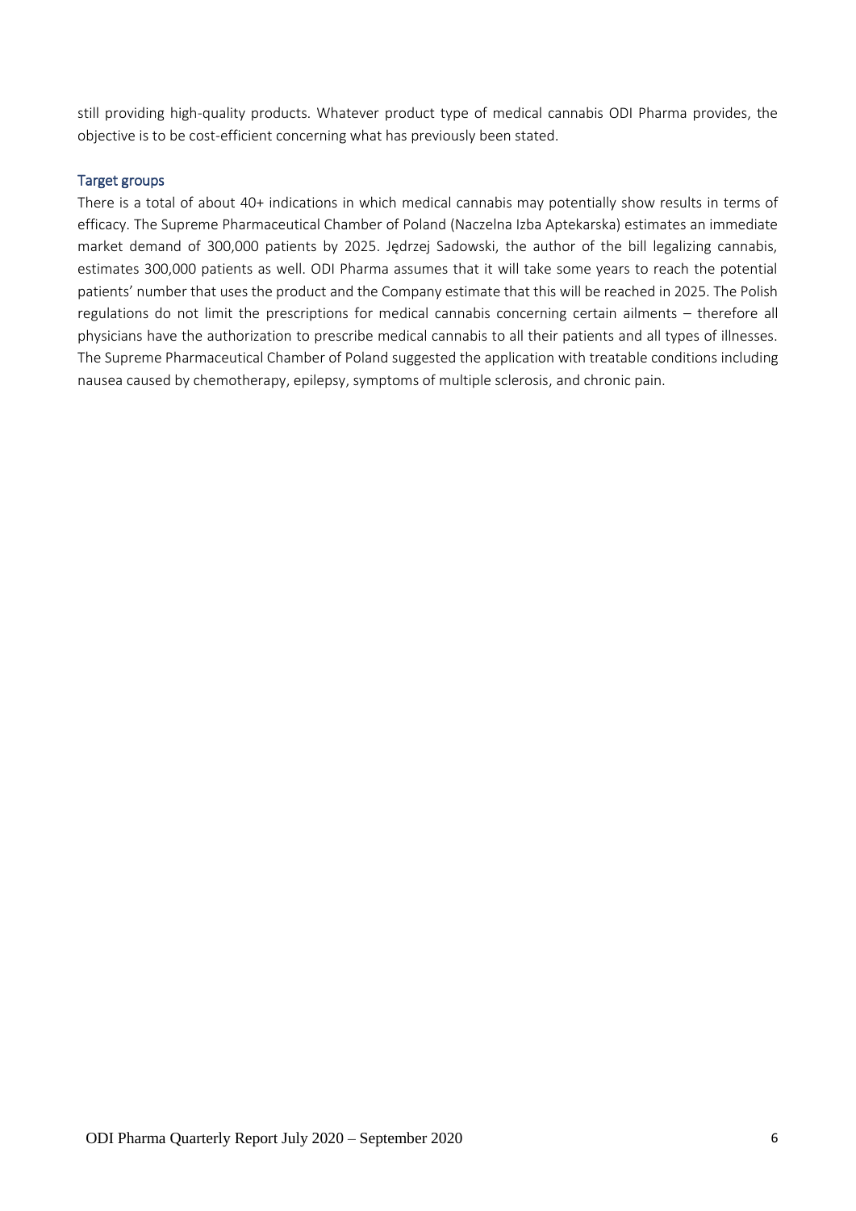still providing high-quality products. Whatever product type of medical cannabis ODI Pharma provides, the objective is to be cost-efficient concerning what has previously been stated.

## Target groups

There is a total of about 40+ indications in which medical cannabis may potentially show results in terms of efficacy. The Supreme Pharmaceutical Chamber of Poland (Naczelna Izba Aptekarska) estimates an immediate market demand of 300,000 patients by 2025. Jędrzej Sadowski, the author of the bill legalizing cannabis, estimates 300,000 patients as well. ODI Pharma assumes that it will take some years to reach the potential patients' number that uses the product and the Company estimate that this will be reached in 2025. The Polish regulations do not limit the prescriptions for medical cannabis concerning certain ailments – therefore all physicians have the authorization to prescribe medical cannabis to all their patients and all types of illnesses. The Supreme Pharmaceutical Chamber of Poland suggested the application with treatable conditions including nausea caused by chemotherapy, epilepsy, symptoms of multiple sclerosis, and chronic pain.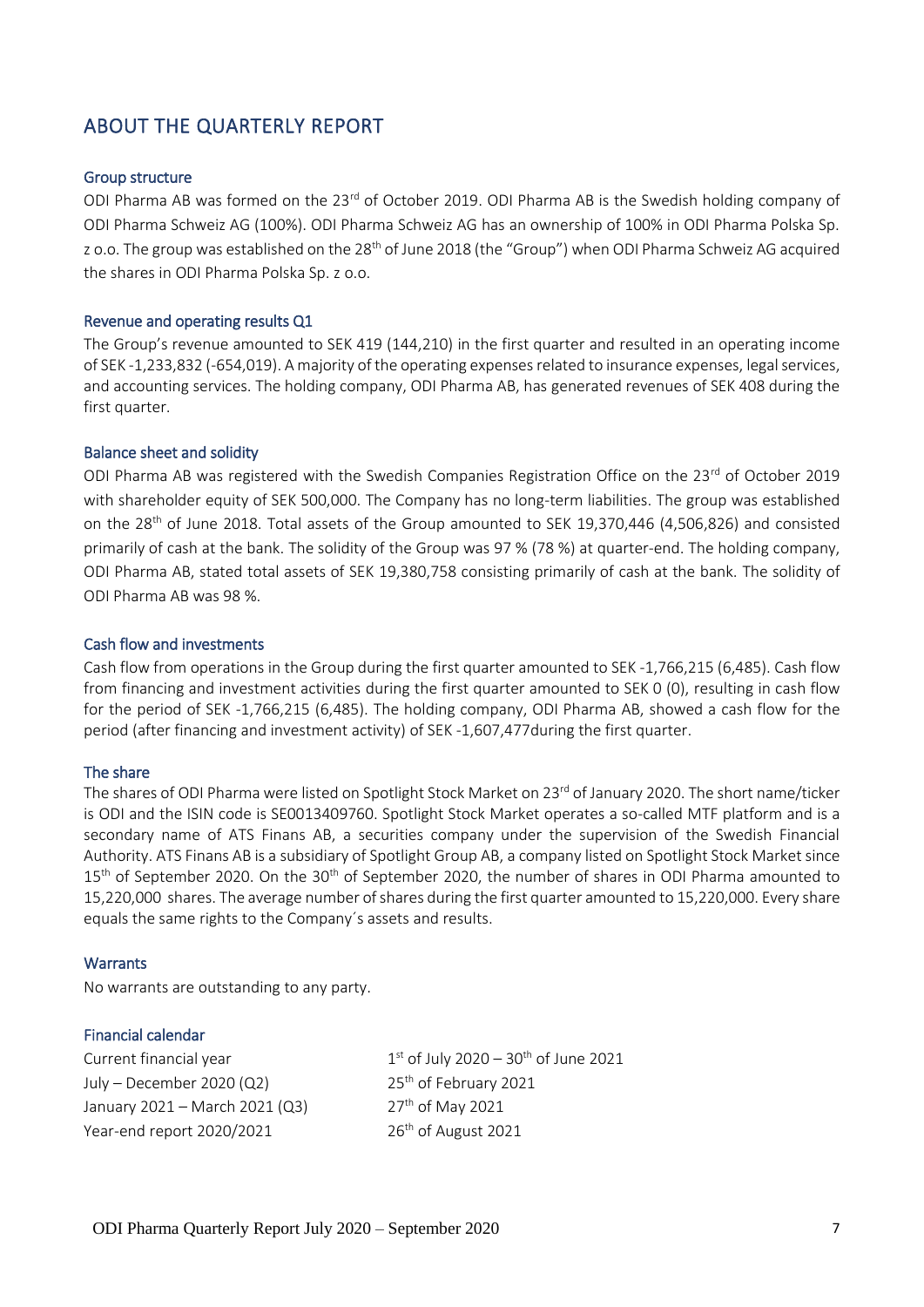## ABOUT THE QUARTERLY REPORT

### Group structure

ODI Pharma AB was formed on the 23rd of October 2019. ODI Pharma AB is the Swedish holding company of ODI Pharma Schweiz AG (100%). ODI Pharma Schweiz AG has an ownership of 100% in ODI Pharma Polska Sp. z o.o. The group was established on the 28th of June 2018 (the "Group") when ODI Pharma Schweiz AG acquired the shares in ODI Pharma Polska Sp. z o.o.

### Revenue and operating results Q1

The Group's revenue amounted to SEK 419 (144,210) in the first quarter and resulted in an operating income of SEK -1,233,832 (-654,019). A majority of the operating expenses related to insurance expenses, legal services, and accounting services. The holding company, ODI Pharma AB, has generated revenues of SEK 408 during the first quarter.

### Balance sheet and solidity

ODI Pharma AB was registered with the Swedish Companies Registration Office on the 23rd of October 2019 with shareholder equity of SEK 500,000. The Company has no long-term liabilities. The group was established on the 28th of June 2018. Total assets of the Group amounted to SEK 19,370,446 (4,506,826) and consisted primarily of cash at the bank. The solidity of the Group was 97 % (78 %) at quarter-end. The holding company, ODI Pharma AB, stated total assets of SEK 19,380,758 consisting primarily of cash at the bank. The solidity of ODI Pharma AB was 98 %.

### Cash flow and investments

Cash flow from operations in the Group during the first quarter amounted to SEK -1,766,215 (6,485). Cash flow from financing and investment activities during the first quarter amounted to SEK 0 (0), resulting in cash flow for the period of SEK -1,766,215 (6,485). The holding company, ODI Pharma AB, showed a cash flow for the period (after financing and investment activity) of SEK -1,607,477during the first quarter.

### The share

The shares of ODI Pharma were listed on Spotlight Stock Market on 23rd of January 2020. The short name/ticker is ODI and the ISIN code is SE0013409760. Spotlight Stock Market operates a so-called MTF platform and is a secondary name of ATS Finans AB, a securities company under the supervision of the Swedish Financial Authority. ATS Finans AB is a subsidiary of Spotlight Group AB, a company listed on Spotlight Stock Market since 15th of September 2020. On the 30th of September 2020, the number of shares in ODI Pharma amounted to 15,220,000 shares. The average number of shares during the first quarter amounted to 15,220,000. Every share equals the same rights to the Company´s assets and results.

### Warrants

No warrants are outstanding to any party.

### Financial calendar

| | |
|---|---|
| Current financial year | 1st of July 2020 – 30th of June 2021 |
| July – December 2020 (Q2) | 25th of February 2021 |
| January 2021 – March 2021 (Q3) | 27th of May 2021 |
| Year-end report 2020/2021 | 26th of August 2021 |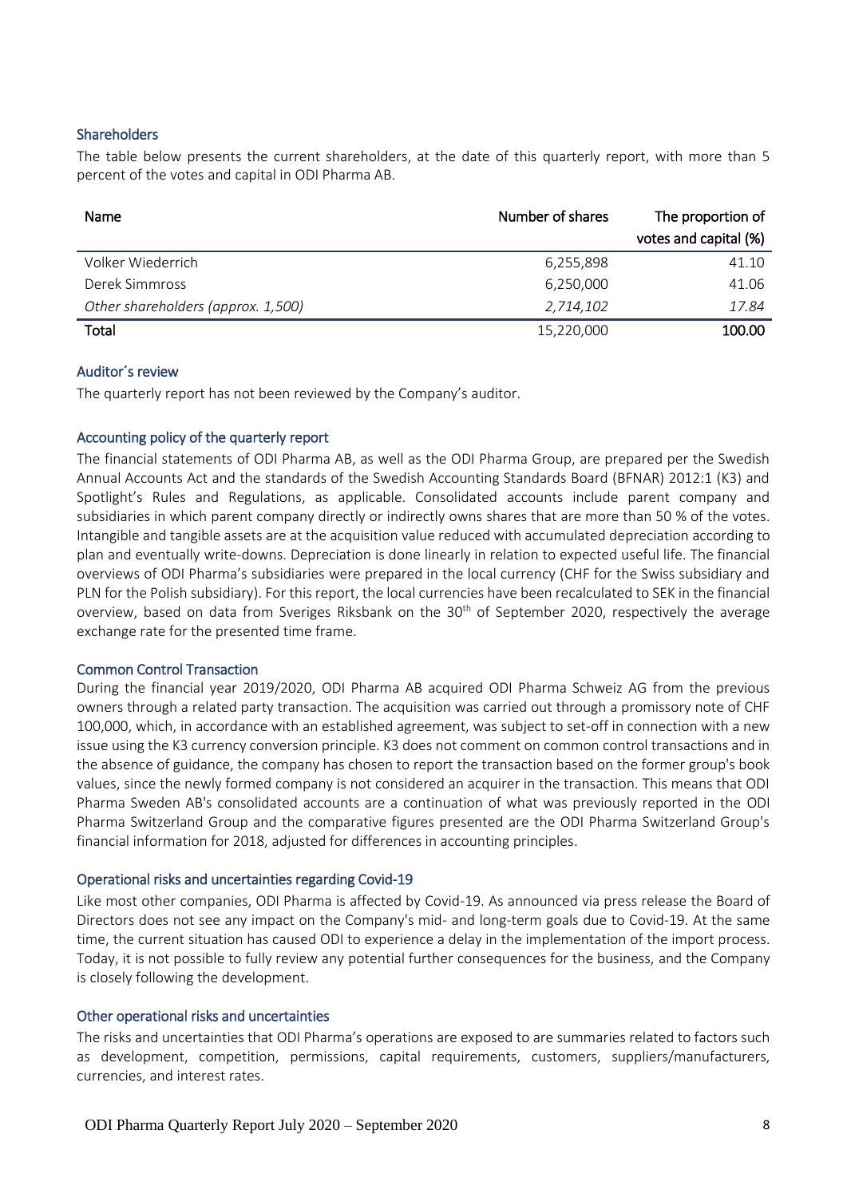## Shareholders

The table below presents the current shareholders, at the date of this quarterly report, with more than 5 percent of the votes and capital in ODI Pharma AB.

| Name | Number of shares | The proportion of votes and capital (%) |
|---|---|---|
| Volker Wiederrich | 6,255,898 | 41.10 |
| Derek Simmross | 6,250,000 | 41.06 |
| *Other shareholders (approx. 1,500)* | *2,714,102* | *17.84* |
| **Total** | 15,220,000 | **100.00** |

## Auditor´s review

The quarterly report has not been reviewed by the Company's auditor.

## Accounting policy of the quarterly report

The financial statements of ODI Pharma AB, as well as the ODI Pharma Group, are prepared per the Swedish Annual Accounts Act and the standards of the Swedish Accounting Standards Board (BFNAR) 2012:1 (K3) and Spotlight's Rules and Regulations, as applicable. Consolidated accounts include parent company and subsidiaries in which parent company directly or indirectly owns shares that are more than 50 % of the votes. Intangible and tangible assets are at the acquisition value reduced with accumulated depreciation according to plan and eventually write-downs. Depreciation is done linearly in relation to expected useful life. The financial overviews of ODI Pharma's subsidiaries were prepared in the local currency (CHF for the Swiss subsidiary and PLN for the Polish subsidiary). For this report, the local currencies have been recalculated to SEK in the financial overview, based on data from Sveriges Riksbank on the 30th of September 2020, respectively the average exchange rate for the presented time frame.

## Common Control Transaction

During the financial year 2019/2020, ODI Pharma AB acquired ODI Pharma Schweiz AG from the previous owners through a related party transaction. The acquisition was carried out through a promissory note of CHF 100,000, which, in accordance with an established agreement, was subject to set-off in connection with a new issue using the K3 currency conversion principle. K3 does not comment on common control transactions and in the absence of guidance, the company has chosen to report the transaction based on the former group's book values, since the newly formed company is not considered an acquirer in the transaction. This means that ODI Pharma Sweden AB's consolidated accounts are a continuation of what was previously reported in the ODI Pharma Switzerland Group and the comparative figures presented are the ODI Pharma Switzerland Group's financial information for 2018, adjusted for differences in accounting principles.

## Operational risks and uncertainties regarding Covid-19

Like most other companies, ODI Pharma is affected by Covid-19. As announced via press release the Board of Directors does not see any impact on the Company's mid- and long-term goals due to Covid-19. At the same time, the current situation has caused ODI to experience a delay in the implementation of the import process. Today, it is not possible to fully review any potential further consequences for the business, and the Company is closely following the development.

## Other operational risks and uncertainties

The risks and uncertainties that ODI Pharma's operations are exposed to are summaries related to factors such as development, competition, permissions, capital requirements, customers, suppliers/manufacturers, currencies, and interest rates.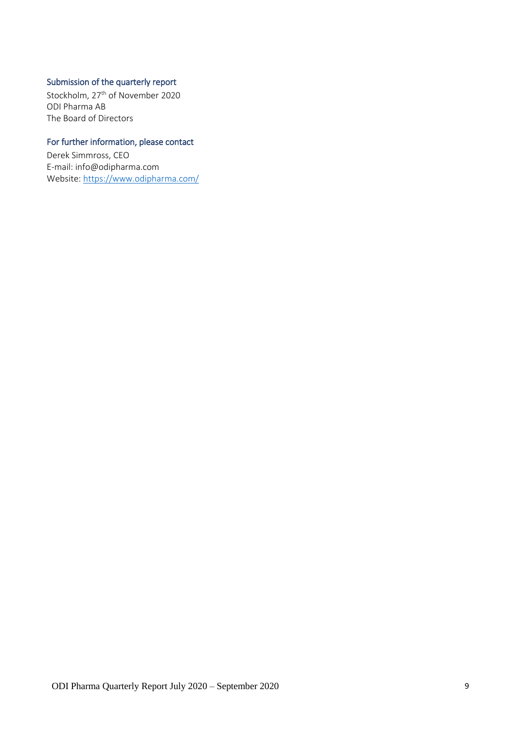### Submission of the quarterly report

Stockholm, 27th of November 2020
ODI Pharma AB
The Board of Directors

### For further information, please contact

Derek Simmross, CEO
E-mail: info@odipharma.com
Website: https://www.odipharma.com/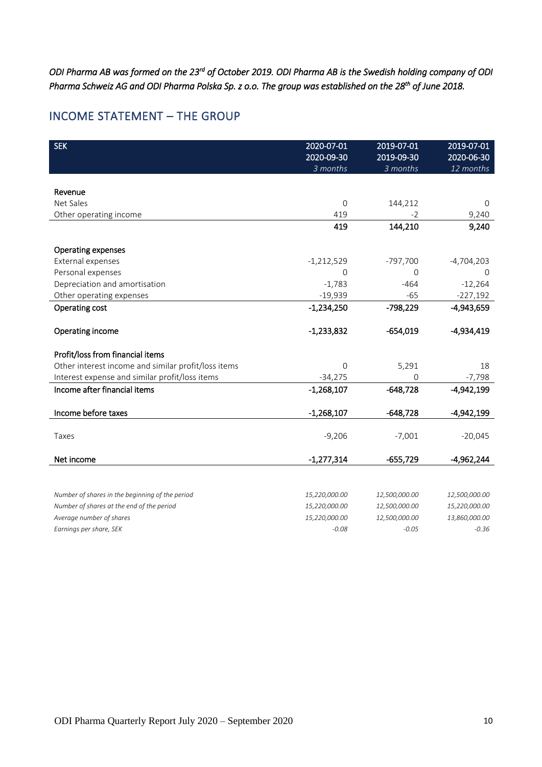*ODI Pharma AB was formed on the 23rd of October 2019. ODI Pharma AB is the Swedish holding company of ODI Pharma Schweiz AG and ODI Pharma Polska Sp. z o.o. The group was established on the 28th of June 2018.*

## INCOME STATEMENT – THE GROUP

| SEK | 2020-07-01<br>2020-09-30<br>*3 months* | 2019-07-01<br>2019-09-30<br>*3 months* | 2019-07-01<br>2020-06-30<br>*12 months* |
|---|---|---|---|
| **Revenue** | | | |
| Net Sales | 0 | 144,212 | 0 |
| Other operating income | 419 | -2 | 9,240 |
| | **419** | **144,210** | **9,240** |
| **Operating expenses** | | | |
| External expenses | -1,212,529 | -797,700 | -4,704,203 |
| Personal expenses | 0 | 0 | 0 |
| Depreciation and amortisation | -1,783 | -464 | -12,264 |
| Other operating expenses | -19,939 | -65 | -227,192 |
| **Operating cost** | **-1,234,250** | **-798,229** | **-4,943,659** |
| **Operating income** | **-1,233,832** | **-654,019** | **-4,934,419** |
| **Profit/loss from financial items** | | | |
| Other interest income and similar profit/loss items | 0 | 5,291 | 18 |
| Interest expense and similar profit/loss items | -34,275 | 0 | -7,798 |
| **Income after financial items** | **-1,268,107** | **-648,728** | **-4,942,199** |
| **Income before taxes** | **-1,268,107** | **-648,728** | **-4,942,199** |
| Taxes | -9,206 | -7,001 | -20,045 |
| **Net income** | **-1,277,314** | **-655,729** | **-4,962,244** |
| | | | |
| *Number of shares in the beginning of the period* | *15,220,000.00* | *12,500,000.00* | *12,500,000.00* |
| *Number of shares at the end of the period* | *15,220,000.00* | *12,500,000.00* | *15,220,000.00* |
| *Average number of shares* | *15,220,000.00* | *12,500,000.00* | *13,860,000.00* |
| *Earnings per share, SEK* | *-0.08* | *-0.05* | *-0.36* |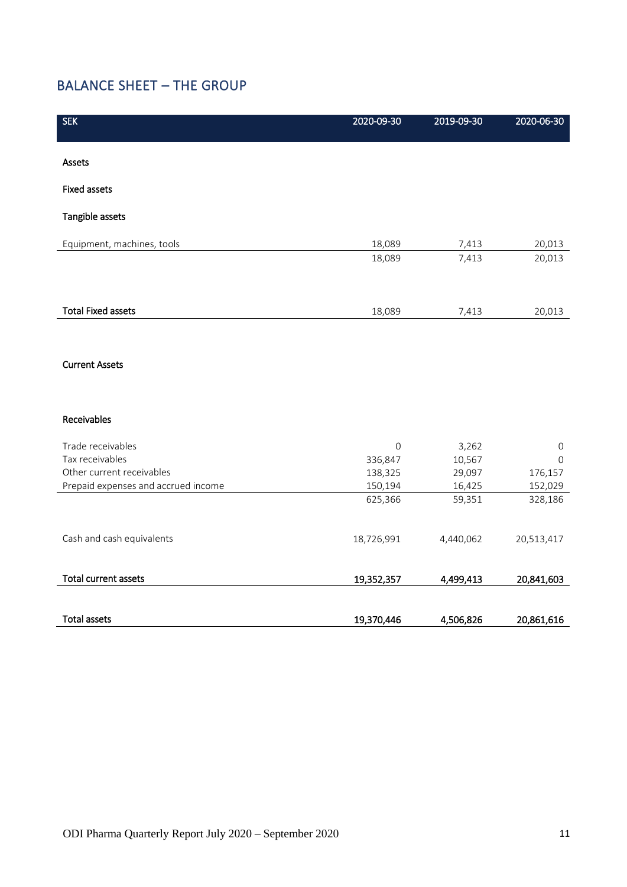## BALANCE SHEET – THE GROUP

| SEK | 2020-09-30 | 2019-09-30 | 2020-06-30 |
|---|---|---|---|
| **Assets** | | | |
| **Fixed assets** | | | |
| **Tangible assets** | | | |
| Equipment, machines, tools | 18,089 | 7,413 | 20,013 |
| | 18,089 | 7,413 | 20,013 |
| **Total Fixed assets** | 18,089 | 7,413 | 20,013 |
| **Current Assets** | | | |
| **Receivables** | | | |
| Trade receivables | 0 | 3,262 | 0 |
| Tax receivables | 336,847 | 10,567 | 0 |
| Other current receivables | 138,325 | 29,097 | 176,157 |
| Prepaid expenses and accrued income | 150,194 | 16,425 | 152,029 |
| | 625,366 | 59,351 | 328,186 |
| Cash and cash equivalents | 18,726,991 | 4,440,062 | 20,513,417 |
| **Total current assets** | **19,352,357** | **4,499,413** | **20,841,603** |
| **Total assets** | **19,370,446** | **4,506,826** | **20,861,616** |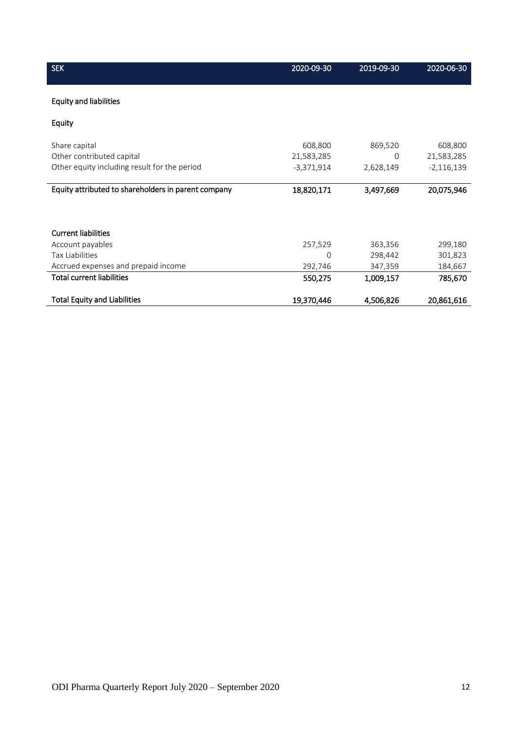| SEK | 2020-09-30 | 2019-09-30 | 2020-06-30 |
|---|---|---|---|
| **Equity and liabilities** | | | |
| **Equity** | | | |
| Share capital | 608,800 | 869,520 | 608,800 |
| Other contributed capital | 21,583,285 | 0 | 21,583,285 |
| Other equity including result for the period | -3,371,914 | 2,628,149 | -2,116,139 |
| **Equity attributed to shareholders in parent company** | **18,820,171** | **3,497,669** | **20,075,946** |
| | | | |
| **Current liabilities** | | | |
| Account payables | 257,529 | 363,356 | 299,180 |
| Tax Liabilities | 0 | 298,442 | 301,823 |
| Accrued expenses and prepaid income | 292,746 | 347,359 | 184,667 |
| **Total current liabilities** | **550,275** | **1,009,157** | **785,670** |
| | | | |
| **Total Equity and Liabilities** | **19,370,446** | **4,506,826** | **20,861,616** |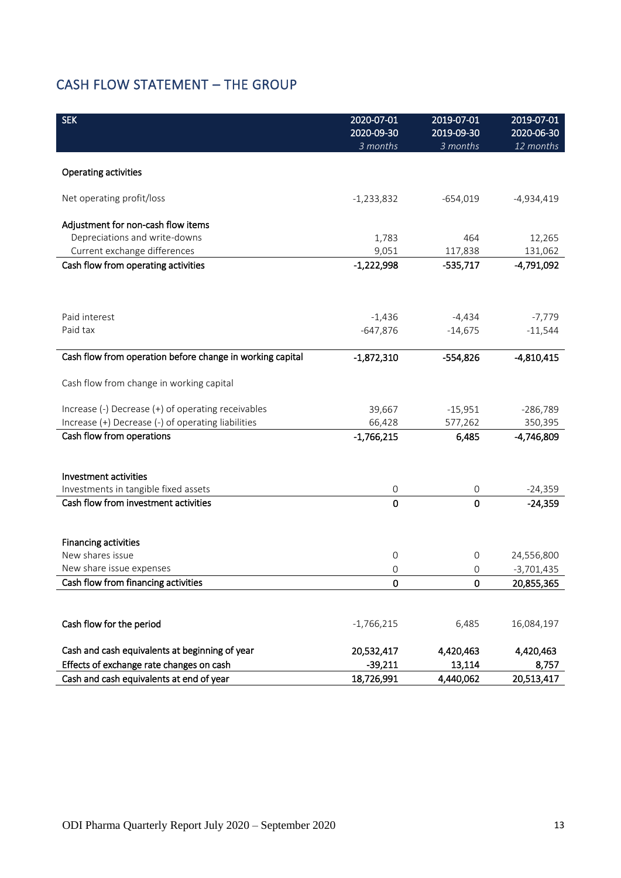## CASH FLOW STATEMENT – THE GROUP

| SEK | 2020-07-01<br>2020-09-30<br>*3 months* | 2019-07-01<br>2019-09-30<br>*3 months* | 2019-07-01<br>2020-06-30<br>*12 months* |
|---|---|---|---|
| **Operating activities** | | | |
| Net operating profit/loss | -1,233,832 | -654,019 | -4,934,419 |
| **Adjustment for non-cash flow items** | | | |
| Depreciations and write-downs | 1,783 | 464 | 12,265 |
| Current exchange differences | 9,051 | 117,838 | 131,062 |
| **Cash flow from operating activities** | **-1,222,998** | **-535,717** | **-4,791,092** |
| Paid interest | -1,436 | -4,434 | -7,779 |
| Paid tax | -647,876 | -14,675 | -11,544 |
| **Cash flow from operation before change in working capital** | **-1,872,310** | **-554,826** | **-4,810,415** |
| Cash flow from change in working capital | | | |
| Increase (-) Decrease (+) of operating receivables | 39,667 | -15,951 | -286,789 |
| Increase (+) Decrease (-) of operating liabilities | 66,428 | 577,262 | 350,395 |
| **Cash flow from operations** | **-1,766,215** | **6,485** | **-4,746,809** |
| **Investment activities** | | | |
| Investments in tangible fixed assets | 0 | 0 | -24,359 |
| **Cash flow from investment activities** | **0** | **0** | **-24,359** |
| **Financing activities** | | | |
| New shares issue | 0 | 0 | 24,556,800 |
| New share issue expenses | 0 | 0 | -3,701,435 |
| **Cash flow from financing activities** | **0** | **0** | **20,855,365** |
| **Cash flow for the period** | -1,766,215 | 6,485 | 16,084,197 |
| **Cash and cash equivalents at beginning of year** | **20,532,417** | **4,420,463** | **4,420,463** |
| **Effects of exchange rate changes on cash** | **-39,211** | **13,114** | **8,757** |
| **Cash and cash equivalents at end of year** | **18,726,991** | **4,440,062** | **20,513,417** |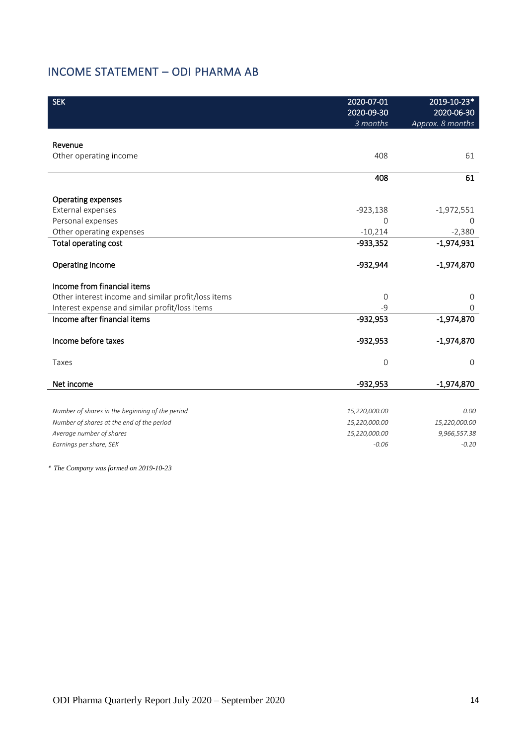## INCOME STATEMENT – ODI PHARMA AB

| SEK | 2020-07-01<br>2020-09-30<br>*3 months* | 2019-10-23*<br>2020-06-30<br>*Approx. 8 months* |
|---|---|---|
| **Revenue** | | |
| Other operating income | 408 | 61 |
| | **408** | **61** |
| **Operating expenses** | | |
| External expenses | -923,138 | -1,972,551 |
| Personal expenses | 0 | 0 |
| Other operating expenses | -10,214 | -2,380 |
| **Total operating cost** | **-933,352** | **-1,974,931** |
| **Operating income** | **-932,944** | **-1,974,870** |
| **Income from financial items** | | |
| Other interest income and similar profit/loss items | 0 | 0 |
| Interest expense and similar profit/loss items | -9 | 0 |
| **Income after financial items** | **-932,953** | **-1,974,870** |
| **Income before taxes** | **-932,953** | **-1,974,870** |
| Taxes | 0 | 0 |
| **Net income** | **-932,953** | **-1,974,870** |
| *Number of shares in the beginning of the period* | *15,220,000.00* | *0.00* |
| *Number of shares at the end of the period* | *15,220,000.00* | *15,220,000.00* |
| *Average number of shares* | *15,220,000.00* | *9,966,557.38* |
| *Earnings per share, SEK* | *-0.06* | *-0.20* |

*\* The Company was formed on 2019-10-23*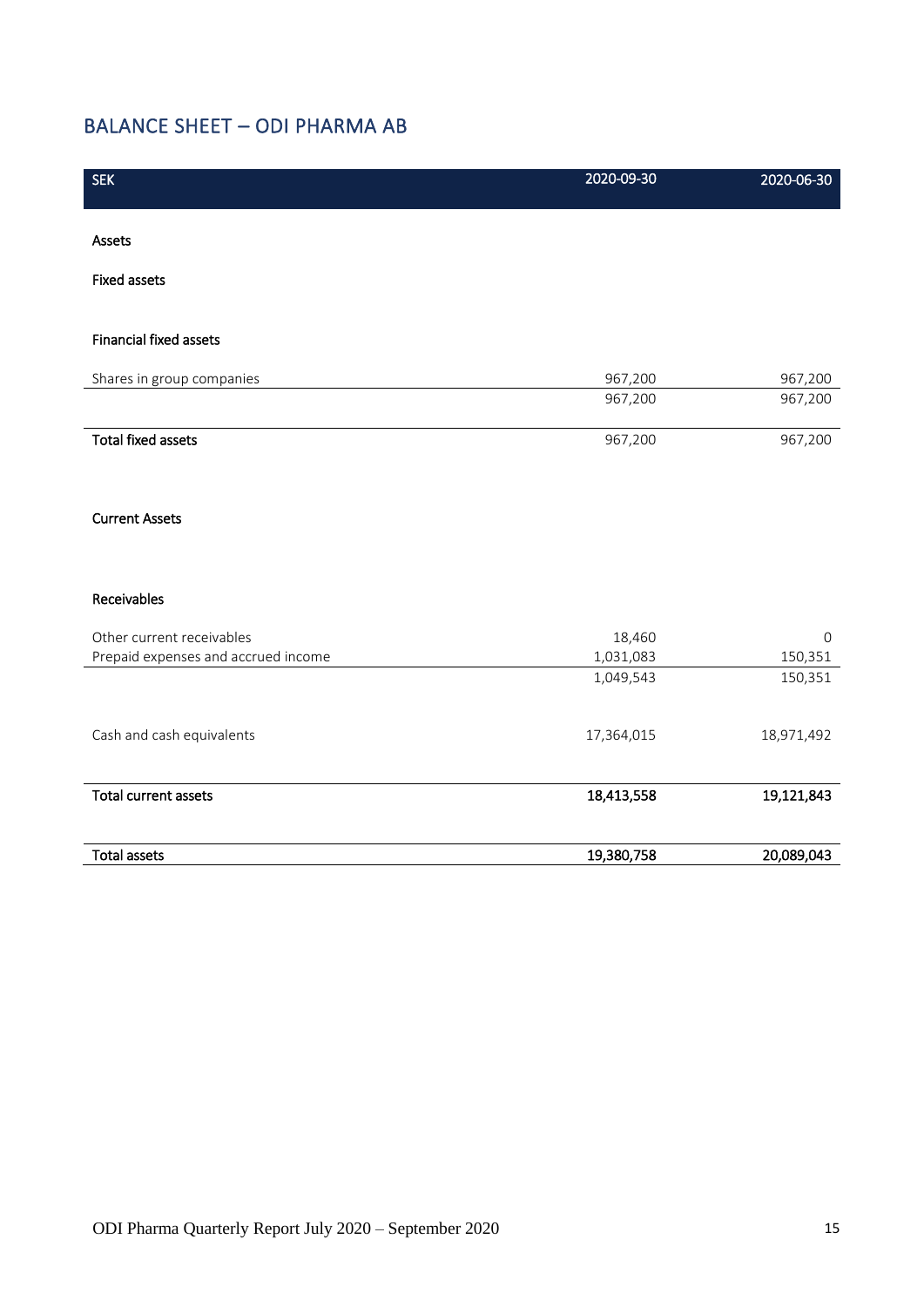## BALANCE SHEET – ODI PHARMA AB

| SEK | 2020-09-30 | 2020-06-30 |
|---|---|---|
| **Assets** | | |
| **Fixed assets** | | |
| **Financial fixed assets** | | |
| Shares in group companies | 967,200 | 967,200 |
| | 967,200 | 967,200 |
| **Total fixed assets** | 967,200 | 967,200 |
| **Current Assets** | | |
| **Receivables** | | |
| Other current receivables | 18,460 | 0 |
| Prepaid expenses and accrued income | 1,031,083 | 150,351 |
| | 1,049,543 | 150,351 |
| Cash and cash equivalents | 17,364,015 | 18,971,492 |
| **Total current assets** | **18,413,558** | **19,121,843** |
| **Total assets** | **19,380,758** | **20,089,043** |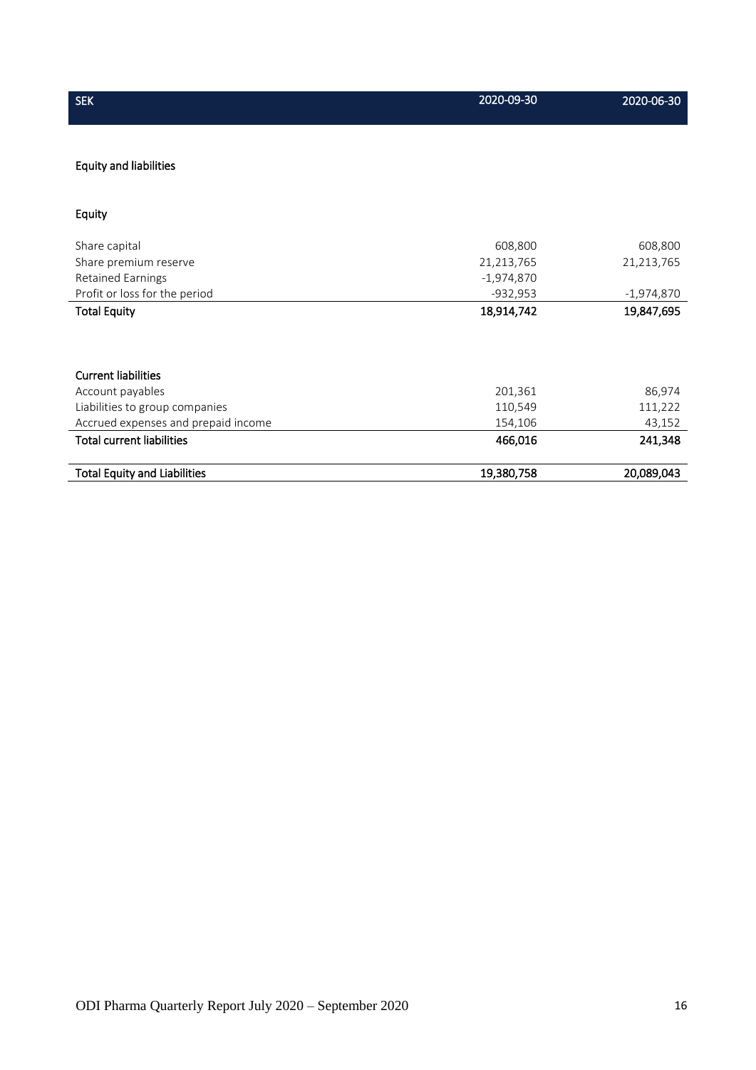| SEK | 2020-09-30 | 2020-06-30 |
|---|---|---|
| **Equity and liabilities** | | |
| **Equity** | | |
| Share capital | 608,800 | 608,800 |
| Share premium reserve | 21,213,765 | 21,213,765 |
| Retained Earnings | -1,974,870 | |
| Profit or loss for the period | -932,953 | -1,974,870 |
| **Total Equity** | **18,914,742** | **19,847,695** |
| | | |
| **Current liabilities** | | |
| Account payables | 201,361 | 86,974 |
| Liabilities to group companies | 110,549 | 111,222 |
| Accrued expenses and prepaid income | 154,106 | 43,152 |
| **Total current liabilities** | **466,016** | **241,348** |
| | | |
| **Total Equity and Liabilities** | **19,380,758** | **20,089,043** |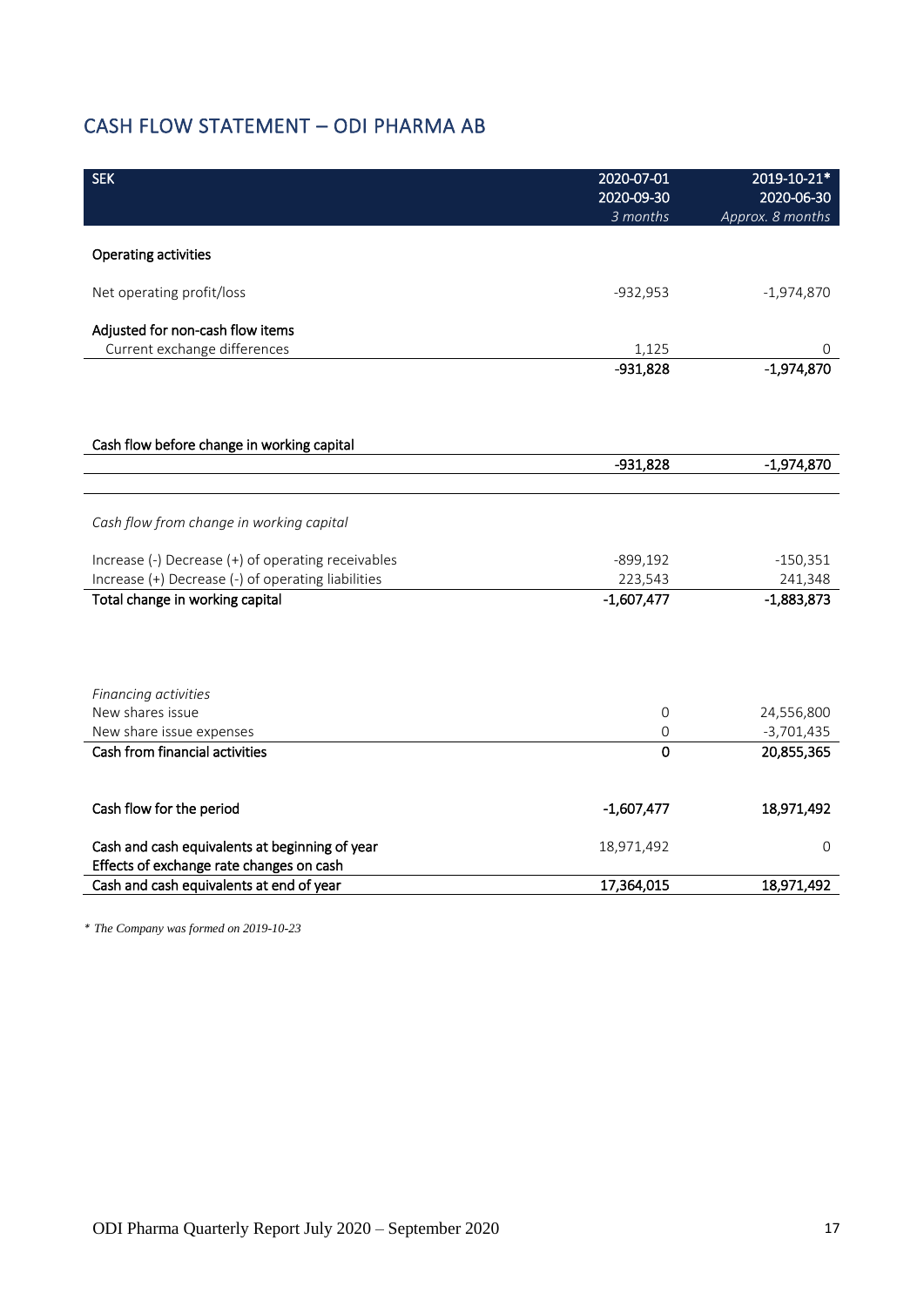## CASH FLOW STATEMENT – ODI PHARMA AB

| SEK | 2020-07-01<br>2020-09-30<br>*3 months* | 2019-10-21*<br>2020-06-30<br>*Approx. 8 months* |
|---|---|---|
| **Operating activities** | | |
| Net operating profit/loss | -932,953 | -1,974,870 |
| **Adjusted for non-cash flow items** | | |
| Current exchange differences | 1,125 | 0 |
| | **-931,828** | **-1,974,870** |
| **Cash flow before change in working capital** | | |
| | **-931,828** | **-1,974,870** |
| *Cash flow from change in working capital* | | |
| Increase (-) Decrease (+) of operating receivables | -899,192 | -150,351 |
| Increase (+) Decrease (-) of operating liabilities | 223,543 | 241,348 |
| **Total change in working capital** | **-1,607,477** | **-1,883,873** |
| *Financing activities* | | |
| New shares issue | 0 | 24,556,800 |
| New share issue expenses | 0 | -3,701,435 |
| **Cash from financial activities** | **0** | **20,855,365** |
| **Cash flow for the period** | **-1,607,477** | **18,971,492** |
| **Cash and cash equivalents at beginning of year** | 18,971,492 | 0 |
| **Effects of exchange rate changes on cash** | | |
| **Cash and cash equivalents at end of year** | **17,364,015** | **18,971,492** |

*\* The Company was formed on 2019-10-23*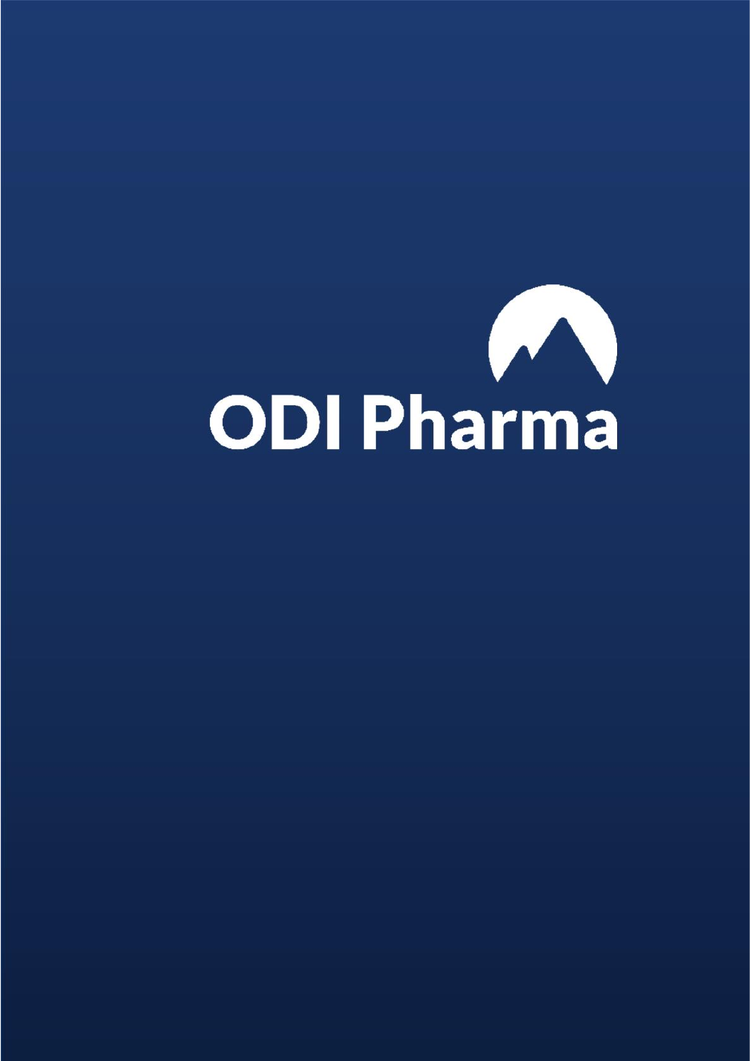ODI Pharma